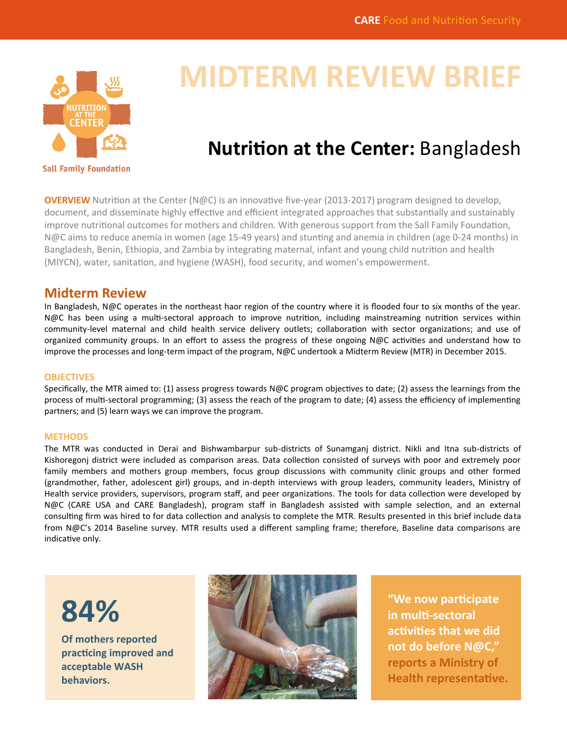CARE Food and Nutrition Security

Sall Family Foundation

# MIDTERM REVIEW BRIEF

## **Nutrition at the Center:** Bangladesh

**OVERVIEW** Nutrition at the Center (N@C) is an innovative five-year (2013-2017) program designed to develop, document, and disseminate highly effective and efficient integrated approaches that substantially and sustainably improve nutritional outcomes for mothers and children. With generous support from the Sall Family Foundation, N@C aims to reduce anemia in women (age 15-49 years) and stunting and anemia in children (age 0-24 months) in Bangladesh, Benin, Ethiopia, and Zambia by integrating maternal, infant and young child nutrition and health (MIYCN), water, sanitation, and hygiene (WASH), food security, and women's empowerment.

## Midterm Review

In Bangladesh, N@C operates in the northeast haor region of the country where it is flooded four to six months of the year. N@C has been using a multi-sectoral approach to improve nutrition, including mainstreaming nutrition services within community-level maternal and child health service delivery outlets; collaboration with sector organizations; and use of organized community groups. In an effort to assess the progress of these ongoing N@C activities and understand how to improve the processes and long-term impact of the program, N@C undertook a Midterm Review (MTR) in December 2015.

### OBJECTIVES

Specifically, the MTR aimed to: (1) assess progress towards N@C program objectives to date; (2) assess the learnings from the process of multi-sectoral programming; (3) assess the reach of the program to date; (4) assess the efficiency of implementing partners; and (5) learn ways we can improve the program.

### METHODS

The MTR was conducted in Derai and Bishwambarpur sub-districts of Sunamganj district. Nikli and Itna sub-districts of Kishoregonj district were included as comparison areas. Data collection consisted of surveys with poor and extremely poor family members and mothers group members, focus group discussions with community clinic groups and other formed (grandmother, father, adolescent girl) groups, and in-depth interviews with group leaders, community leaders, Ministry of Health service providers, supervisors, program staff, and peer organizations. The tools for data collection were developed by N@C (CARE USA and CARE Bangladesh), program staff in Bangladesh assisted with sample selection, and an external consulting firm was hired to for data collection and analysis to complete the MTR. Results presented in this brief include data from N@C's 2014 Baseline survey. MTR results used a different sampling frame; therefore, Baseline data comparisons are indicative only.

**84%**

**Of mothers reported practicing improved and acceptable WASH behaviors.**

**"We now participate in multi-sectoral activities that we did not do before N@C," reports a Ministry of Health representative.**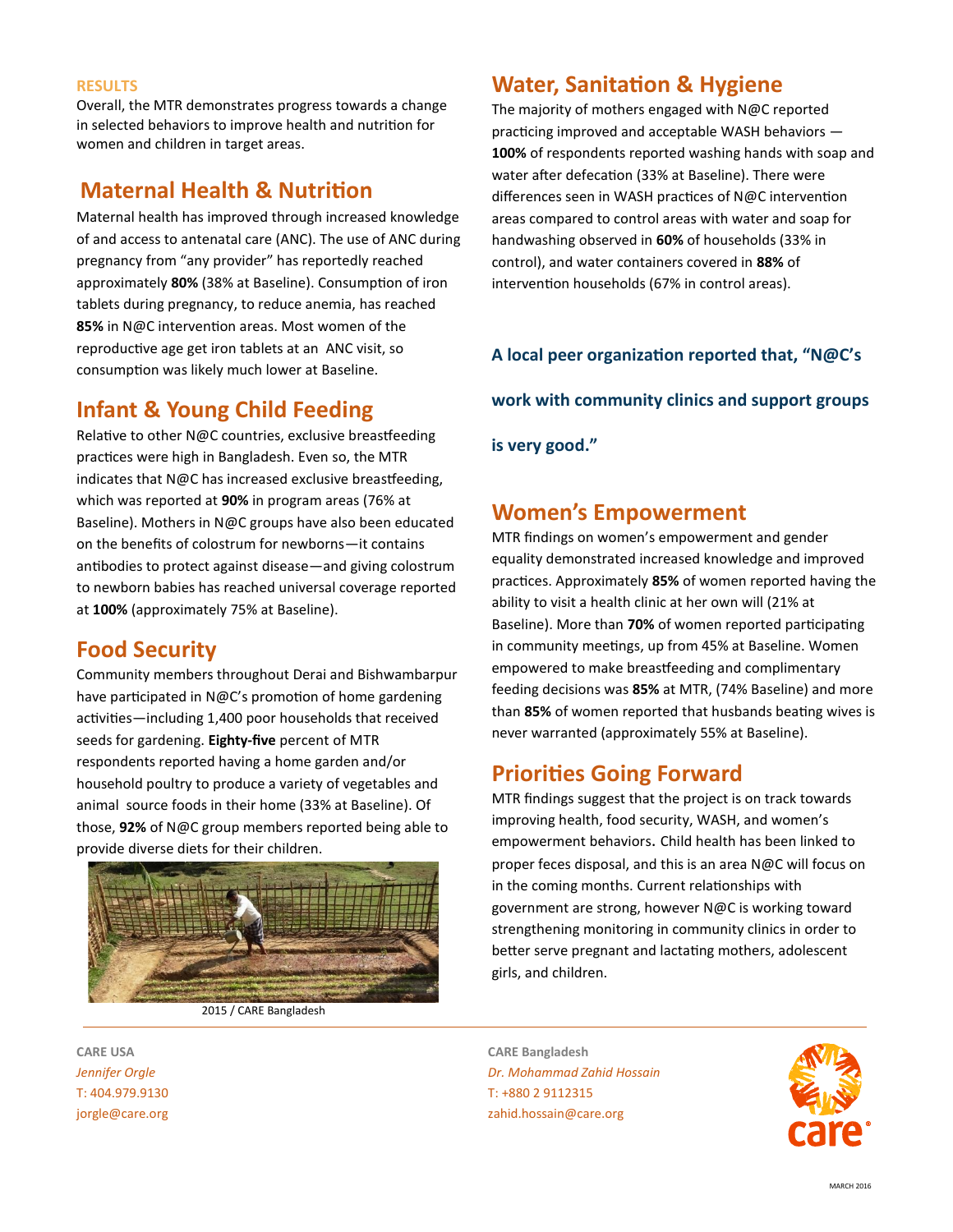**RESULTS**

Overall, the MTR demonstrates progress towards a change in selected behaviors to improve health and nutrition for women and children in target areas.

## Maternal Health & Nutrition

Maternal health has improved through increased knowledge of and access to antenatal care (ANC). The use of ANC during pregnancy from "any provider" has reportedly reached approximately **80%** (38% at Baseline). Consumption of iron tablets during pregnancy, to reduce anemia, has reached **85%** in N@C intervention areas. Most women of the reproductive age get iron tablets at an ANC visit, so consumption was likely much lower at Baseline.

## Infant & Young Child Feeding

Relative to other N@C countries, exclusive breastfeeding practices were high in Bangladesh. Even so, the MTR indicates that N@C has increased exclusive breastfeeding, which was reported at **90%** in program areas (76% at Baseline). Mothers in N@C groups have also been educated on the benefits of colostrum for newborns—it contains antibodies to protect against disease—and giving colostrum to newborn babies has reached universal coverage reported at **100%** (approximately 75% at Baseline).

## Food Security

Community members throughout Derai and Bishwambarpur have participated in N@C's promotion of home gardening activities—including 1,400 poor households that received seeds for gardening. **Eighty-five** percent of MTR respondents reported having a home garden and/or household poultry to produce a variety of vegetables and animal source foods in their home (33% at Baseline). Of those, **92%** of N@C group members reported being able to provide diverse diets for their children.

2015 / CARE Bangladesh

## Water, Sanitation & Hygiene

The majority of mothers engaged with N@C reported practicing improved and acceptable WASH behaviors — **100%** of respondents reported washing hands with soap and water after defecation (33% at Baseline). There were differences seen in WASH practices of N@C intervention areas compared to control areas with water and soap for handwashing observed in **60%** of households (33% in control), and water containers covered in **88%** of intervention households (67% in control areas).

**A local peer organization reported that, "N@C's work with community clinics and support groups is very good."**

## Women's Empowerment

MTR findings on women's empowerment and gender equality demonstrated increased knowledge and improved practices. Approximately **85%** of women reported having the ability to visit a health clinic at her own will (21% at Baseline). More than **70%** of women reported participating in community meetings, up from 45% at Baseline. Women empowered to make breastfeeding and complimentary feeding decisions was **85%** at MTR, (74% Baseline) and more than **85%** of women reported that husbands beating wives is never warranted (approximately 55% at Baseline).

## Priorities Going Forward

MTR findings suggest that the project is on track towards improving health, food security, WASH, and women's empowerment behaviors**.** Child health has been linked to proper feces disposal, and this is an area N@C will focus on in the coming months. Current relationships with government are strong, however N@C is working toward strengthening monitoring in community clinics in order to better serve pregnant and lactating mothers, adolescent girls, and children.

**CARE USA**
*Jennifer Orgle*
T: 404.979.9130
jorgle@care.org

**CARE Bangladesh**
*Dr. Mohammad Zahid Hossain*
T: +880 2 9112315
zahid.hossain@care.org

care

MARCH 2016